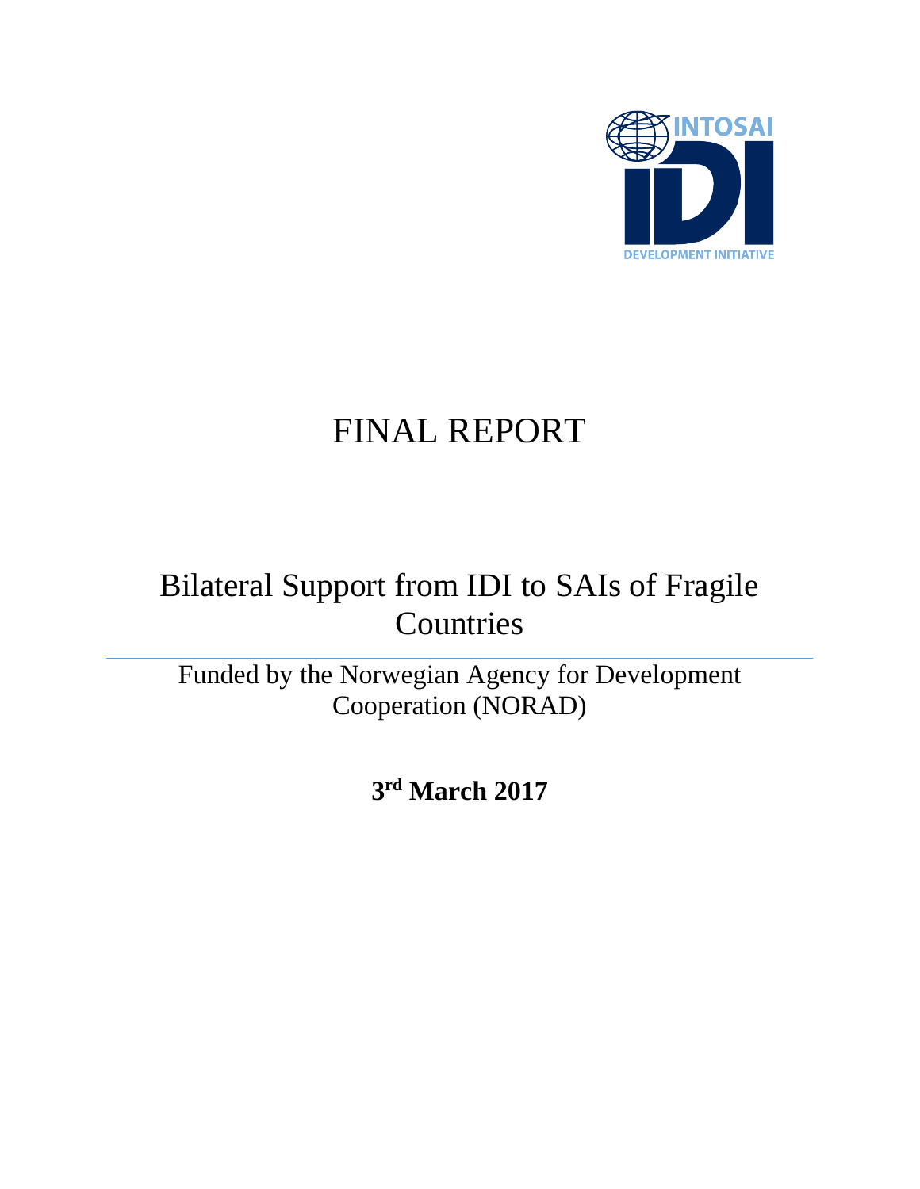INTOSAI

IDI

DEVELOPMENT INITIATIVE

# FINAL REPORT

## Bilateral Support from IDI to SAIs of Fragile Countries

Funded by the Norwegian Agency for Development Cooperation (NORAD)

**3rd March 2017**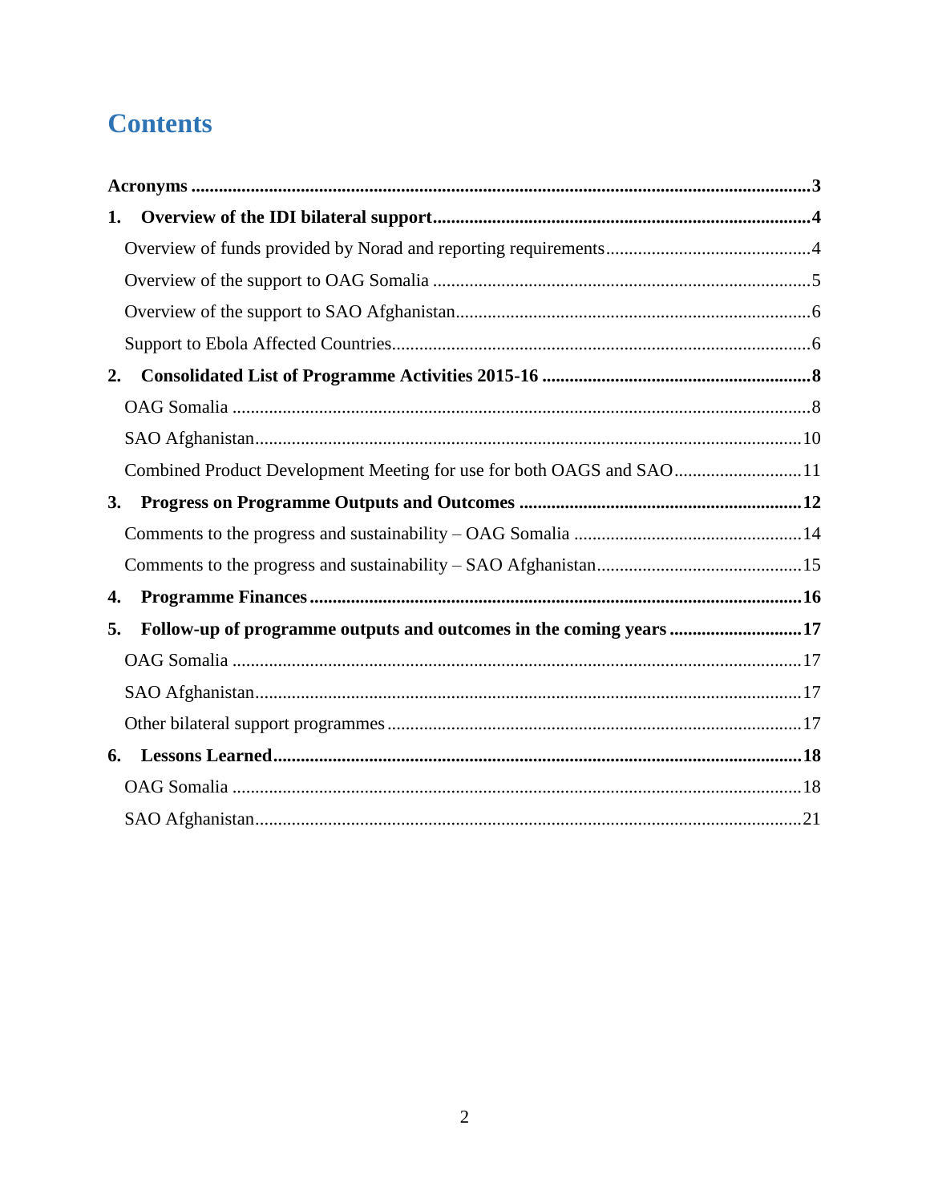# Contents

**Acronyms** ..... **3**

**1. Overview of the IDI bilateral support** ..... **4**

- Overview of funds provided by Norad and reporting requirements ..... 4
- Overview of the support to OAG Somalia ..... 5
- Overview of the support to SAO Afghanistan ..... 6
- Support to Ebola Affected Countries ..... 6

**2. Consolidated List of Programme Activities 2015-16** ..... **8**

- OAG Somalia ..... 8
- SAO Afghanistan ..... 10
- Combined Product Development Meeting for use for both OAGS and SAO ..... 11

**3. Progress on Programme Outputs and Outcomes** ..... **12**

- Comments to the progress and sustainability – OAG Somalia ..... 14
- Comments to the progress and sustainability – SAO Afghanistan ..... 15

**4. Programme Finances** ..... **16**

**5. Follow-up of programme outputs and outcomes in the coming years** ..... **17**

- OAG Somalia ..... 17
- SAO Afghanistan ..... 17
- Other bilateral support programmes ..... 17

**6. Lessons Learned** ..... **18**

- OAG Somalia ..... 18
- SAO Afghanistan ..... 21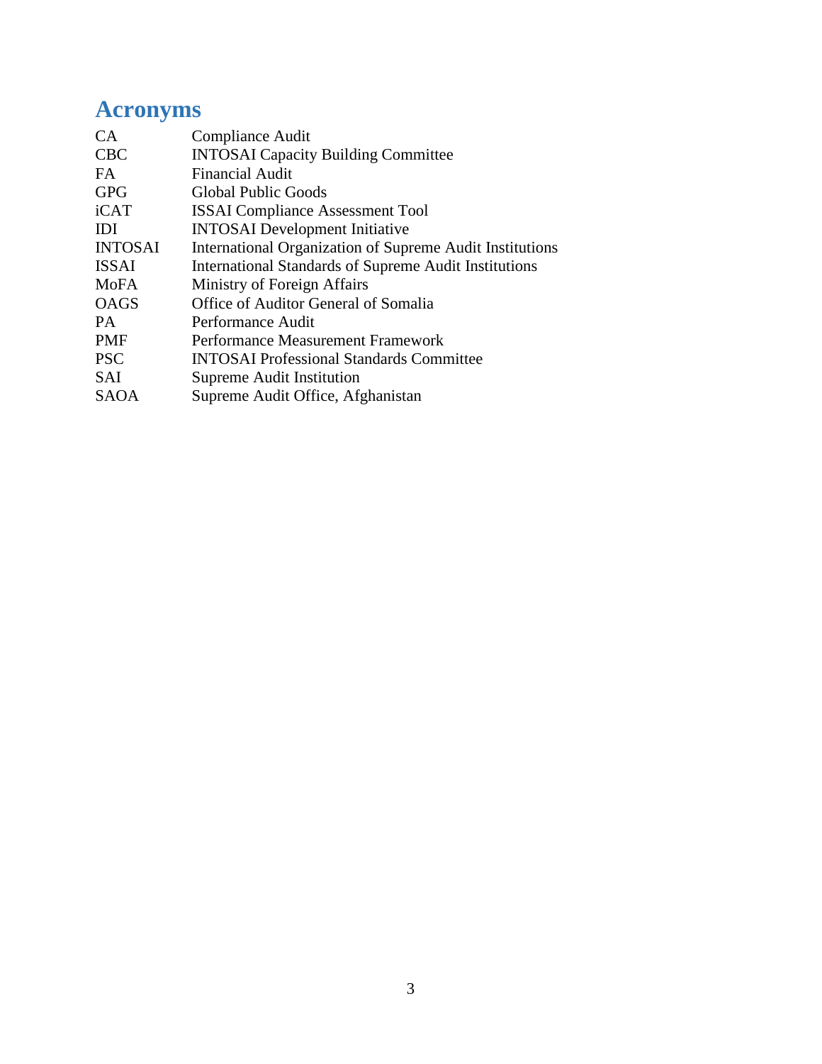# Acronyms

| | |
|---|---|
| CA | Compliance Audit |
| CBC | INTOSAI Capacity Building Committee |
| FA | Financial Audit |
| GPG | Global Public Goods |
| iCAT | ISSAI Compliance Assessment Tool |
| IDI | INTOSAI Development Initiative |
| INTOSAI | International Organization of Supreme Audit Institutions |
| ISSAI | International Standards of Supreme Audit Institutions |
| MoFA | Ministry of Foreign Affairs |
| OAGS | Office of Auditor General of Somalia |
| PA | Performance Audit |
| PMF | Performance Measurement Framework |
| PSC | INTOSAI Professional Standards Committee |
| SAI | Supreme Audit Institution |
| SAOA | Supreme Audit Office, Afghanistan |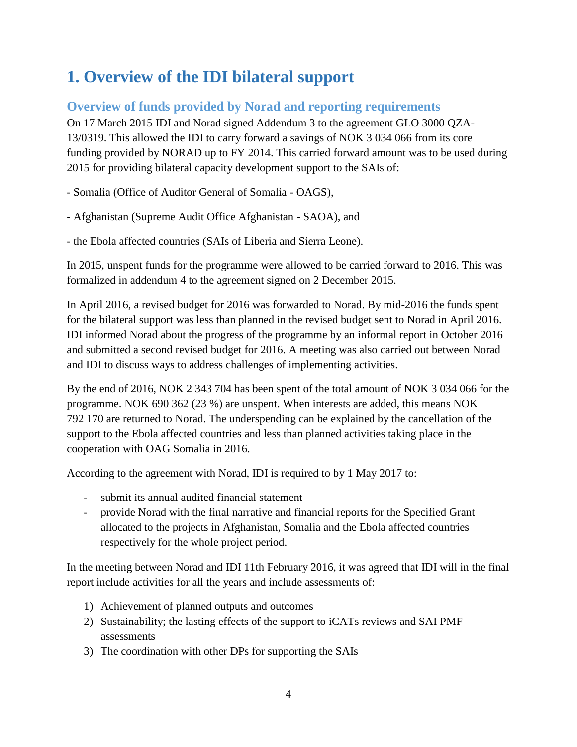# 1. Overview of the IDI bilateral support

## Overview of funds provided by Norad and reporting requirements

On 17 March 2015 IDI and Norad signed Addendum 3 to the agreement GLO 3000 QZA-13/0319. This allowed the IDI to carry forward a savings of NOK 3 034 066 from its core funding provided by NORAD up to FY 2014. This carried forward amount was to be used during 2015 for providing bilateral capacity development support to the SAIs of:

- Somalia (Office of Auditor General of Somalia - OAGS),

- Afghanistan (Supreme Audit Office Afghanistan - SAOA), and

- the Ebola affected countries (SAIs of Liberia and Sierra Leone).

In 2015, unspent funds for the programme were allowed to be carried forward to 2016. This was formalized in addendum 4 to the agreement signed on 2 December 2015.

In April 2016, a revised budget for 2016 was forwarded to Norad. By mid-2016 the funds spent for the bilateral support was less than planned in the revised budget sent to Norad in April 2016. IDI informed Norad about the progress of the programme by an informal report in October 2016 and submitted a second revised budget for 2016. A meeting was also carried out between Norad and IDI to discuss ways to address challenges of implementing activities.

By the end of 2016, NOK 2 343 704 has been spent of the total amount of NOK 3 034 066 for the programme. NOK 690 362 (23 %) are unspent. When interests are added, this means NOK 792 170 are returned to Norad. The underspending can be explained by the cancellation of the support to the Ebola affected countries and less than planned activities taking place in the cooperation with OAG Somalia in 2016.

According to the agreement with Norad, IDI is required to by 1 May 2017 to:

- submit its annual audited financial statement
- provide Norad with the final narrative and financial reports for the Specified Grant allocated to the projects in Afghanistan, Somalia and the Ebola affected countries respectively for the whole project period.

In the meeting between Norad and IDI 11th February 2016, it was agreed that IDI will in the final report include activities for all the years and include assessments of:

1) Achievement of planned outputs and outcomes
2) Sustainability; the lasting effects of the support to iCATs reviews and SAI PMF assessments
3) The coordination with other DPs for supporting the SAIs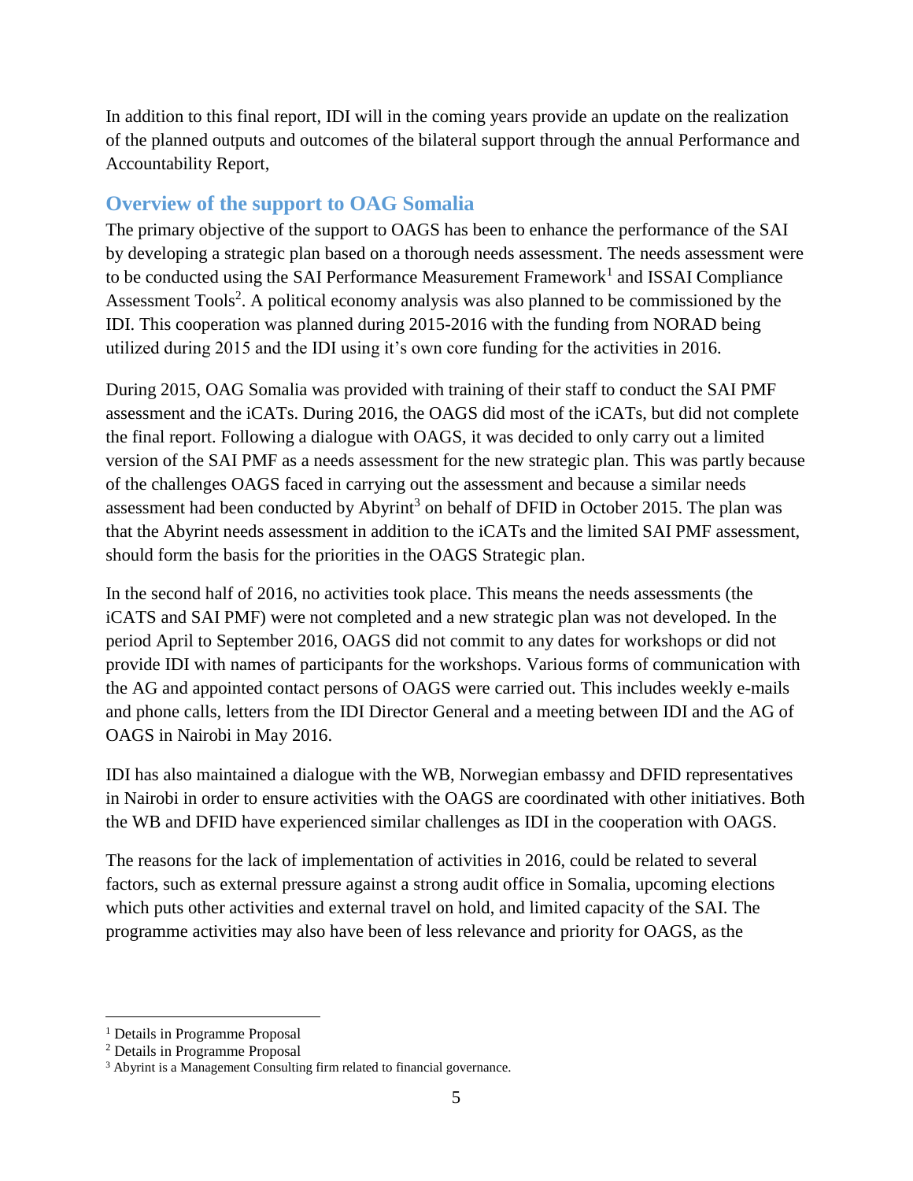In addition to this final report, IDI will in the coming years provide an update on the realization of the planned outputs and outcomes of the bilateral support through the annual Performance and Accountability Report,

## Overview of the support to OAG Somalia

The primary objective of the support to OAGS has been to enhance the performance of the SAI by developing a strategic plan based on a thorough needs assessment. The needs assessment were to be conducted using the SAI Performance Measurement Framework[1] and ISSAI Compliance Assessment Tools[2]. A political economy analysis was also planned to be commissioned by the IDI. This cooperation was planned during 2015-2016 with the funding from NORAD being utilized during 2015 and the IDI using it's own core funding for the activities in 2016.

During 2015, OAG Somalia was provided with training of their staff to conduct the SAI PMF assessment and the iCATs. During 2016, the OAGS did most of the iCATs, but did not complete the final report. Following a dialogue with OAGS, it was decided to only carry out a limited version of the SAI PMF as a needs assessment for the new strategic plan. This was partly because of the challenges OAGS faced in carrying out the assessment and because a similar needs assessment had been conducted by Abyrint[3] on behalf of DFID in October 2015. The plan was that the Abyrint needs assessment in addition to the iCATs and the limited SAI PMF assessment, should form the basis for the priorities in the OAGS Strategic plan.

In the second half of 2016, no activities took place. This means the needs assessments (the iCATS and SAI PMF) were not completed and a new strategic plan was not developed. In the period April to September 2016, OAGS did not commit to any dates for workshops or did not provide IDI with names of participants for the workshops. Various forms of communication with the AG and appointed contact persons of OAGS were carried out. This includes weekly e-mails and phone calls, letters from the IDI Director General and a meeting between IDI and the AG of OAGS in Nairobi in May 2016.

IDI has also maintained a dialogue with the WB, Norwegian embassy and DFID representatives in Nairobi in order to ensure activities with the OAGS are coordinated with other initiatives. Both the WB and DFID have experienced similar challenges as IDI in the cooperation with OAGS.

The reasons for the lack of implementation of activities in 2016, could be related to several factors, such as external pressure against a strong audit office in Somalia, upcoming elections which puts other activities and external travel on hold, and limited capacity of the SAI. The programme activities may also have been of less relevance and priority for OAGS, as the

---

[1] Details in Programme Proposal

[2] Details in Programme Proposal

[3] Abyrint is a Management Consulting firm related to financial governance.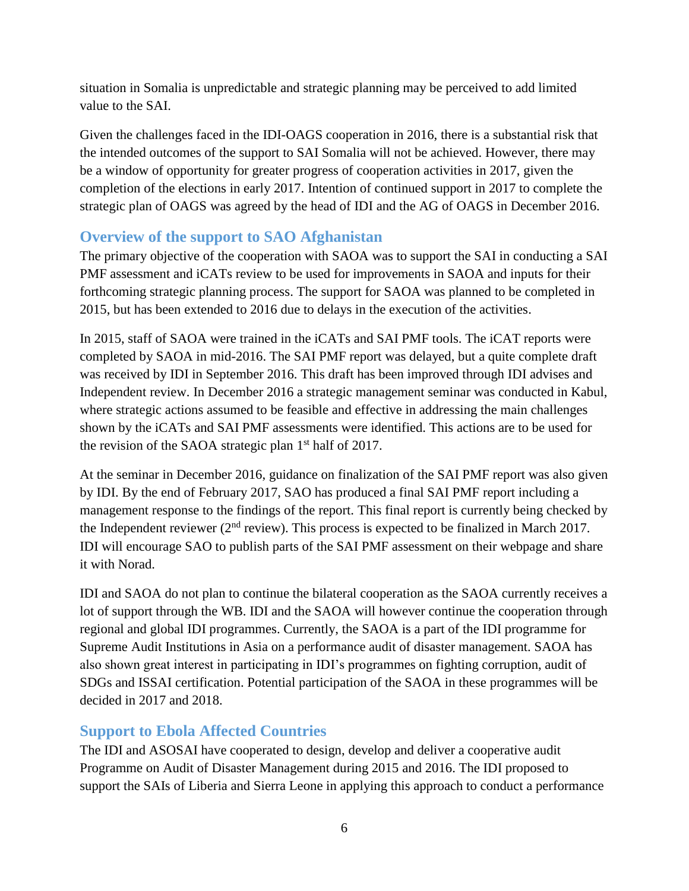situation in Somalia is unpredictable and strategic planning may be perceived to add limited value to the SAI.

Given the challenges faced in the IDI-OAGS cooperation in 2016, there is a substantial risk that the intended outcomes of the support to SAI Somalia will not be achieved. However, there may be a window of opportunity for greater progress of cooperation activities in 2017, given the completion of the elections in early 2017. Intention of continued support in 2017 to complete the strategic plan of OAGS was agreed by the head of IDI and the AG of OAGS in December 2016.

## Overview of the support to SAO Afghanistan

The primary objective of the cooperation with SAOA was to support the SAI in conducting a SAI PMF assessment and iCATs review to be used for improvements in SAOA and inputs for their forthcoming strategic planning process. The support for SAOA was planned to be completed in 2015, but has been extended to 2016 due to delays in the execution of the activities.

In 2015, staff of SAOA were trained in the iCATs and SAI PMF tools. The iCAT reports were completed by SAOA in mid-2016. The SAI PMF report was delayed, but a quite complete draft was received by IDI in September 2016. This draft has been improved through IDI advises and Independent review. In December 2016 a strategic management seminar was conducted in Kabul, where strategic actions assumed to be feasible and effective in addressing the main challenges shown by the iCATs and SAI PMF assessments were identified. This actions are to be used for the revision of the SAOA strategic plan 1st half of 2017.

At the seminar in December 2016, guidance on finalization of the SAI PMF report was also given by IDI. By the end of February 2017, SAO has produced a final SAI PMF report including a management response to the findings of the report. This final report is currently being checked by the Independent reviewer (2nd review). This process is expected to be finalized in March 2017. IDI will encourage SAO to publish parts of the SAI PMF assessment on their webpage and share it with Norad.

IDI and SAOA do not plan to continue the bilateral cooperation as the SAOA currently receives a lot of support through the WB. IDI and the SAOA will however continue the cooperation through regional and global IDI programmes. Currently, the SAOA is a part of the IDI programme for Supreme Audit Institutions in Asia on a performance audit of disaster management. SAOA has also shown great interest in participating in IDI's programmes on fighting corruption, audit of SDGs and ISSAI certification. Potential participation of the SAOA in these programmes will be decided in 2017 and 2018.

## Support to Ebola Affected Countries

The IDI and ASOSAI have cooperated to design, develop and deliver a cooperative audit Programme on Audit of Disaster Management during 2015 and 2016. The IDI proposed to support the SAIs of Liberia and Sierra Leone in applying this approach to conduct a performance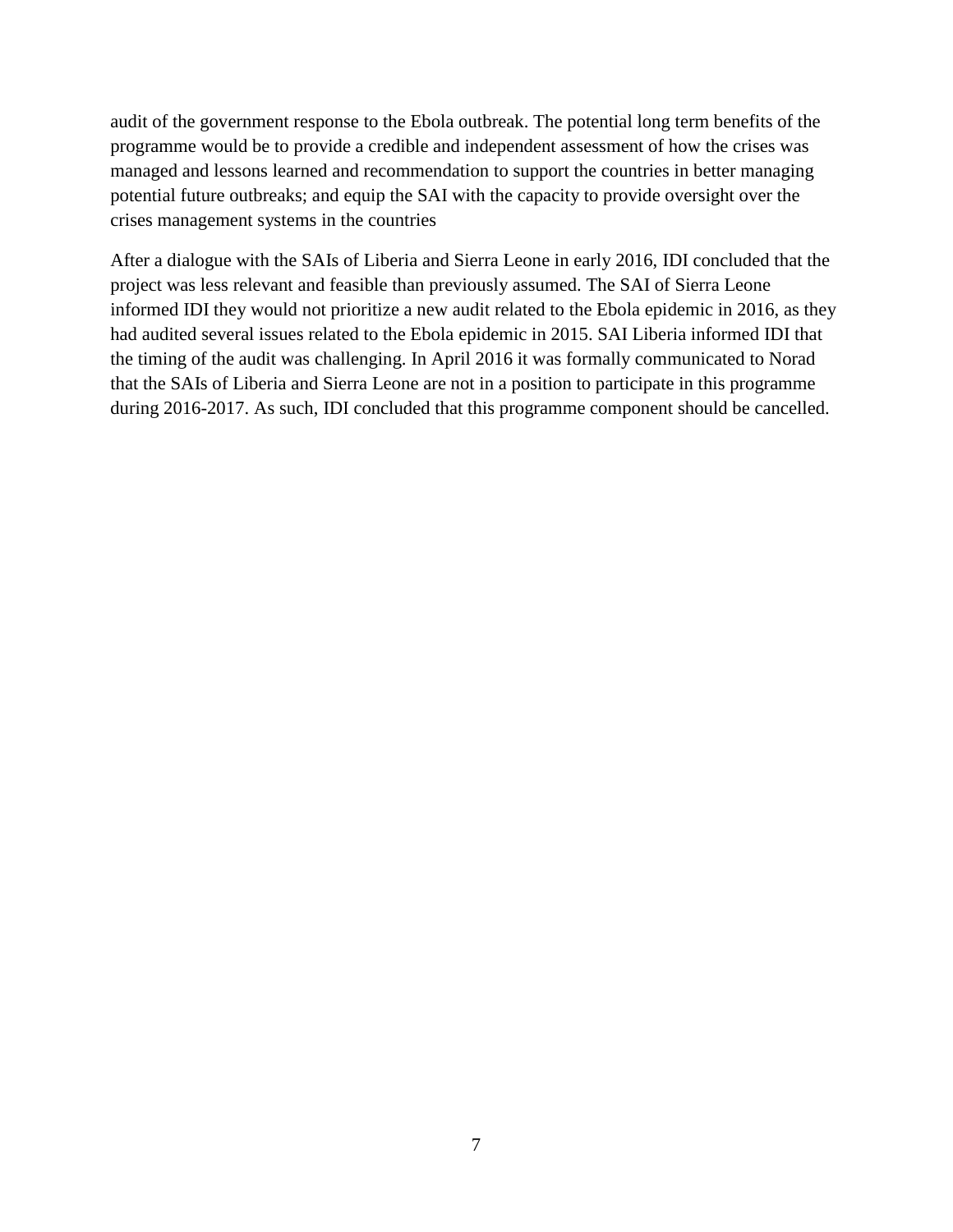audit of the government response to the Ebola outbreak. The potential long term benefits of the programme would be to provide a credible and independent assessment of how the crises was managed and lessons learned and recommendation to support the countries in better managing potential future outbreaks; and equip the SAI with the capacity to provide oversight over the crises management systems in the countries

After a dialogue with the SAIs of Liberia and Sierra Leone in early 2016, IDI concluded that the project was less relevant and feasible than previously assumed. The SAI of Sierra Leone informed IDI they would not prioritize a new audit related to the Ebola epidemic in 2016, as they had audited several issues related to the Ebola epidemic in 2015. SAI Liberia informed IDI that the timing of the audit was challenging. In April 2016 it was formally communicated to Norad that the SAIs of Liberia and Sierra Leone are not in a position to participate in this programme during 2016-2017. As such, IDI concluded that this programme component should be cancelled.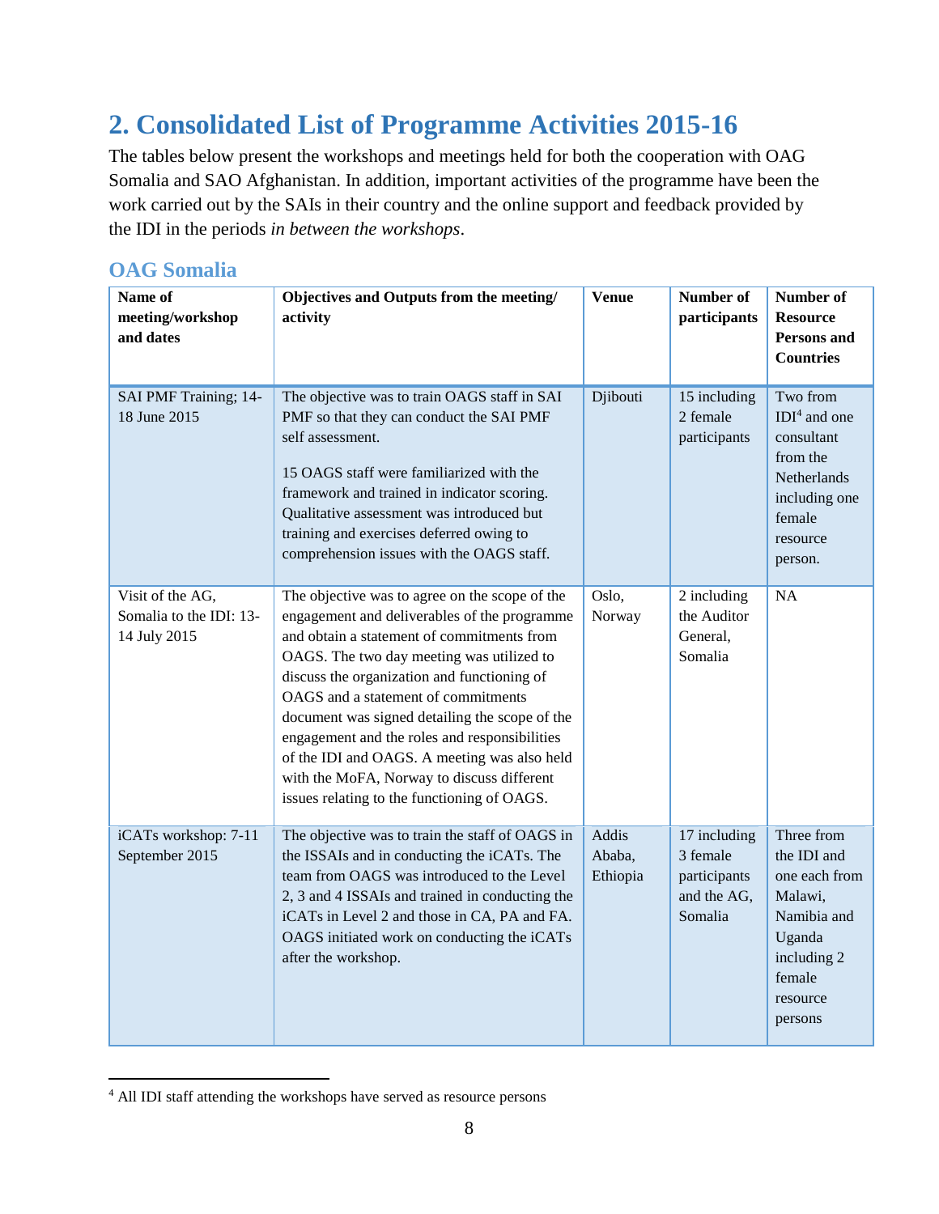## 2. Consolidated List of Programme Activities 2015-16

The tables below present the workshops and meetings held for both the cooperation with OAG Somalia and SAO Afghanistan. In addition, important activities of the programme have been the work carried out by the SAIs in their country and the online support and feedback provided by the IDI in the periods *in between the workshops*.

### OAG Somalia

| Name of meeting/workshop and dates | Objectives and Outputs from the meeting/ activity | Venue | Number of participants | Number of Resource Persons and Countries |
|---|---|---|---|---|
| SAI PMF Training; 14-18 June 2015 | The objective was to train OAGS staff in SAI PMF so that they can conduct the SAI PMF self assessment.<br><br>15 OAGS staff were familiarized with the framework and trained in indicator scoring. Qualitative assessment was introduced but training and exercises deferred owing to comprehension issues with the OAGS staff. | Djibouti | 15 including 2 female participants | Two from IDI[4] and one consultant from the Netherlands including one female resource person. |
| Visit of the AG, Somalia to the IDI: 13-14 July 2015 | The objective was to agree on the scope of the engagement and deliverables of the programme and obtain a statement of commitments from OAGS. The two day meeting was utilized to discuss the organization and functioning of OAGS and a statement of commitments document was signed detailing the scope of the engagement and the roles and responsibilities of the IDI and OAGS. A meeting was also held with the MoFA, Norway to discuss different issues relating to the functioning of OAGS. | Oslo, Norway | 2 including the Auditor General, Somalia | NA |
| iCATs workshop: 7-11 September 2015 | The objective was to train the staff of OAGS in the ISSAIs and in conducting the iCATs. The team from OAGS was introduced to the Level 2, 3 and 4 ISSAIs and trained in conducting the iCATs in Level 2 and those in CA, PA and FA. OAGS initiated work on conducting the iCATs after the workshop. | Addis Ababa, Ethiopia | 17 including 3 female participants and the AG, Somalia | Three from the IDI and one each from Malawi, Namibia and Uganda including 2 female resource persons |

[4] All IDI staff attending the workshops have served as resource persons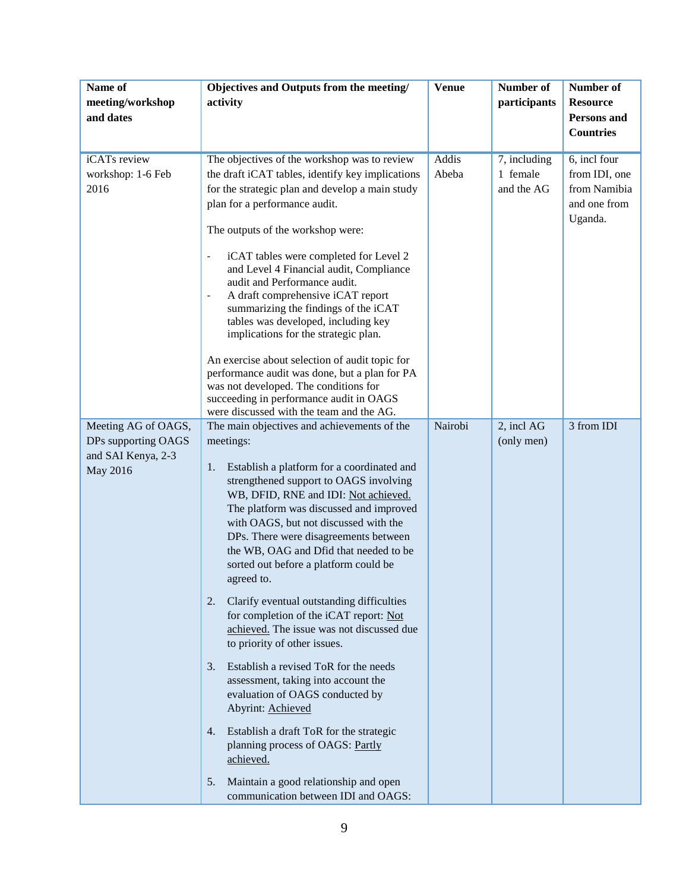| Name of meeting/workshop and dates | Objectives and Outputs from the meeting/ activity | Venue | Number of participants | Number of Resource Persons and Countries |
|---|---|---|---|---|
| iCATs review workshop: 1-6 Feb 2016 | The objectives of the workshop was to review the draft iCAT tables, identify key implications for the strategic plan and develop a main study plan for a performance audit.<br><br>The outputs of the workshop were:<br><br>- iCAT tables were completed for Level 2 and Level 4 Financial audit, Compliance audit and Performance audit.<br>- A draft comprehensive iCAT report summarizing the findings of the iCAT tables was developed, including key implications for the strategic plan.<br><br>An exercise about selection of audit topic for performance audit was done, but a plan for PA was not developed. The conditions for succeeding in performance audit in OAGS were discussed with the team and the AG. | Addis Abeba | 7, including 1 female and the AG | 6, incl four from IDI, one from Namibia and one from Uganda. |
| Meeting AG of OAGS, DPs supporting OAGS and SAI Kenya, 2-3 May 2016 | The main objectives and achievements of the meetings:<br><br>1. Establish a platform for a coordinated and strengthened support to OAGS involving WB, DFID, RNE and IDI: Not achieved. The platform was discussed and improved with OAGS, but not discussed with the DPs. There were disagreements between the WB, OAG and Dfid that needed to be sorted out before a platform could be agreed to.<br><br>2. Clarify eventual outstanding difficulties for completion of the iCAT report: Not achieved. The issue was not discussed due to priority of other issues.<br><br>3. Establish a revised ToR for the needs assessment, taking into account the evaluation of OAGS conducted by Abyrint: Achieved<br><br>4. Establish a draft ToR for the strategic planning process of OAGS: Partly achieved.<br><br>5. Maintain a good relationship and open communication between IDI and OAGS: | Nairobi | 2, incl AG (only men) | 3 from IDI |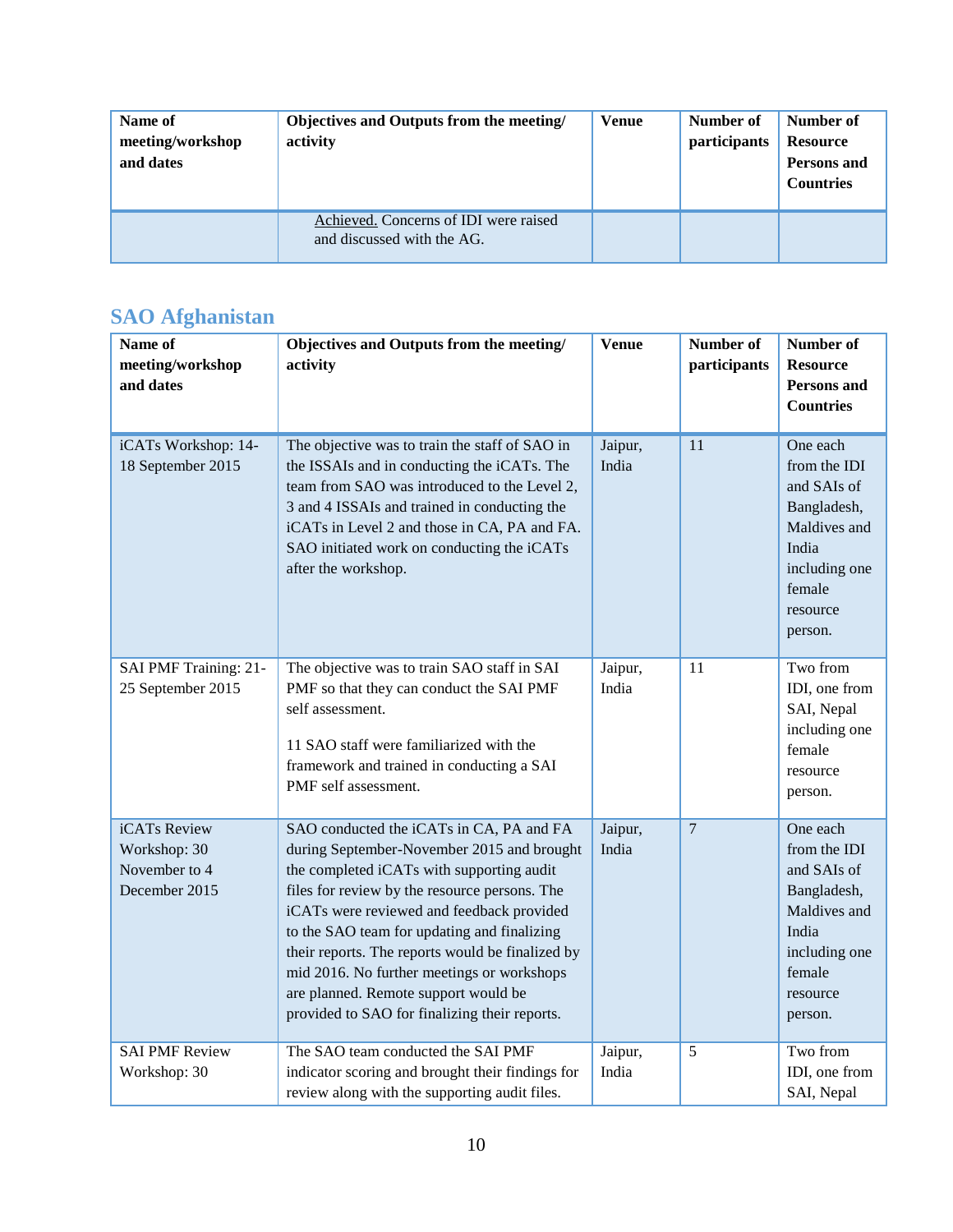| Name of meeting/workshop and dates | Objectives and Outputs from the meeting/ activity | Venue | Number of participants | Number of Resource Persons and Countries |
|---|---|---|---|---|
| | Achieved. Concerns of IDI were raised and discussed with the AG. | | | |

## SAO Afghanistan

| Name of meeting/workshop and dates | Objectives and Outputs from the meeting/ activity | Venue | Number of participants | Number of Resource Persons and Countries |
|---|---|---|---|---|
| iCATs Workshop: 14-18 September 2015 | The objective was to train the staff of SAO in the ISSAIs and in conducting the iCATs. The team from SAO was introduced to the Level 2, 3 and 4 ISSAIs and trained in conducting the iCATs in Level 2 and those in CA, PA and FA. SAO initiated work on conducting the iCATs after the workshop. | Jaipur, India | 11 | One each from the IDI and SAIs of Bangladesh, Maldives and India including one female resource person. |
| SAI PMF Training: 21-25 September 2015 | The objective was to train SAO staff in SAI PMF so that they can conduct the SAI PMF self assessment.<br><br>11 SAO staff were familiarized with the framework and trained in conducting a SAI PMF self assessment. | Jaipur, India | 11 | Two from IDI, one from SAI, Nepal including one female resource person. |
| iCATs Review Workshop: 30 November to 4 December 2015 | SAO conducted the iCATs in CA, PA and FA during September-November 2015 and brought the completed iCATs with supporting audit files for review by the resource persons. The iCATs were reviewed and feedback provided to the SAO team for updating and finalizing their reports. The reports would be finalized by mid 2016. No further meetings or workshops are planned. Remote support would be provided to SAO for finalizing their reports. | Jaipur, India | 7 | One each from the IDI and SAIs of Bangladesh, Maldives and India including one female resource person. |
| SAI PMF Review Workshop: 30 | The SAO team conducted the SAI PMF indicator scoring and brought their findings for review along with the supporting audit files. | Jaipur, India | 5 | Two from IDI, one from SAI, Nepal |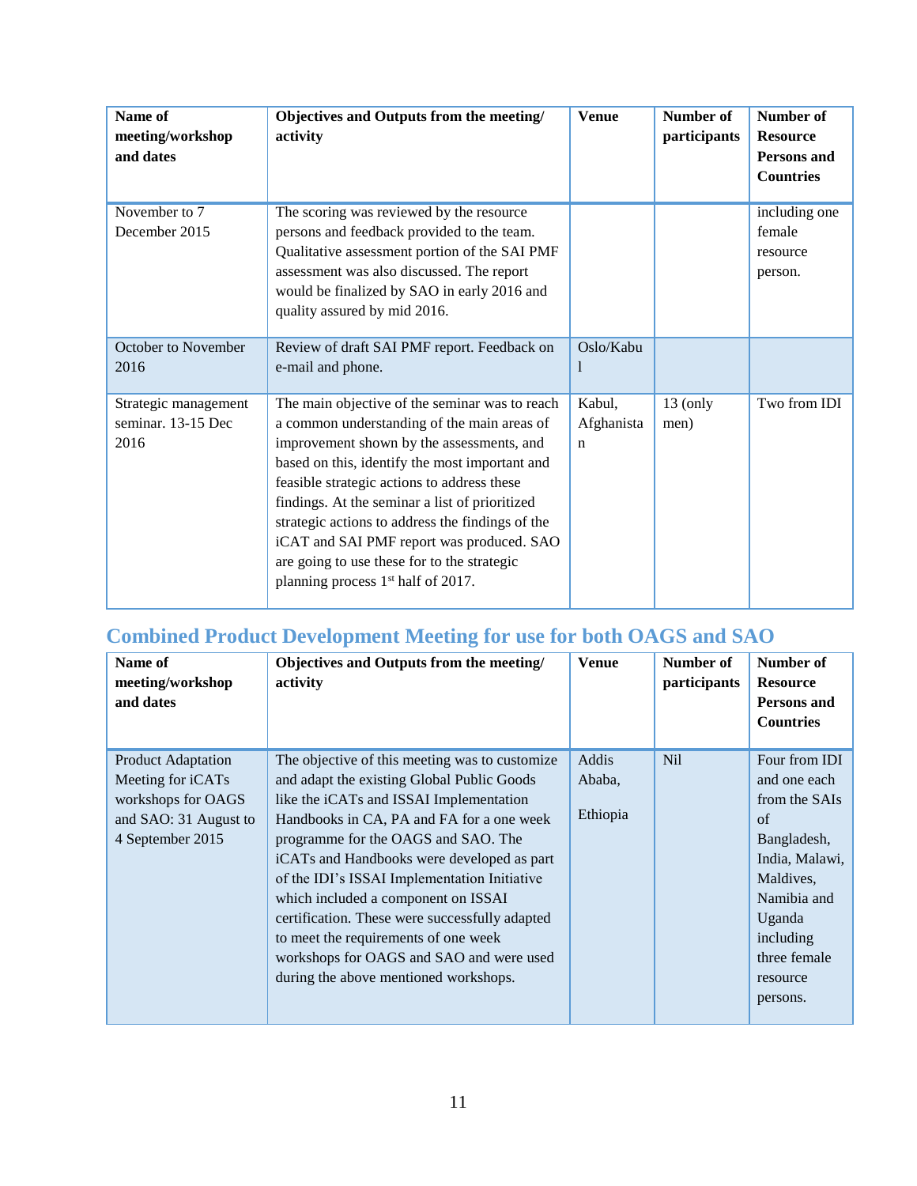| Name of meeting/workshop and dates | Objectives and Outputs from the meeting/ activity | Venue | Number of participants | Number of Resource Persons and Countries |
|---|---|---|---|---|
| November to 7 December 2015 | The scoring was reviewed by the resource persons and feedback provided to the team. Qualitative assessment portion of the SAI PMF assessment was also discussed. The report would be finalized by SAO in early 2016 and quality assured by mid 2016. | | | including one female resource person. |
| October to November 2016 | Review of draft SAI PMF report. Feedback on e-mail and phone. | Oslo/Kabul | | |
| Strategic management seminar. 13-15 Dec 2016 | The main objective of the seminar was to reach a common understanding of the main areas of improvement shown by the assessments, and based on this, identify the most important and feasible strategic actions to address these findings. At the seminar a list of prioritized strategic actions to address the findings of the iCAT and SAI PMF report was produced. SAO are going to use these for to the strategic planning process 1st half of 2017. | Kabul, Afghanistan | 13 (only men) | Two from IDI |

## Combined Product Development Meeting for use for both OAGS and SAO

| Name of meeting/workshop and dates | Objectives and Outputs from the meeting/ activity | Venue | Number of participants | Number of Resource Persons and Countries |
|---|---|---|---|---|
| Product Adaptation Meeting for iCATs workshops for OAGS and SAO: 31 August to 4 September 2015 | The objective of this meeting was to customize and adapt the existing Global Public Goods like the iCATs and ISSAI Implementation Handbooks in CA, PA and FA for a one week programme for the OAGS and SAO. The iCATs and Handbooks were developed as part of the IDI's ISSAI Implementation Initiative which included a component on ISSAI certification. These were successfully adapted to meet the requirements of one week workshops for OAGS and SAO and were used during the above mentioned workshops. | Addis Ababa, Ethiopia | Nil | Four from IDI and one each from the SAIs of Bangladesh, India, Malawi, Maldives, Namibia and Uganda including three female resource persons. |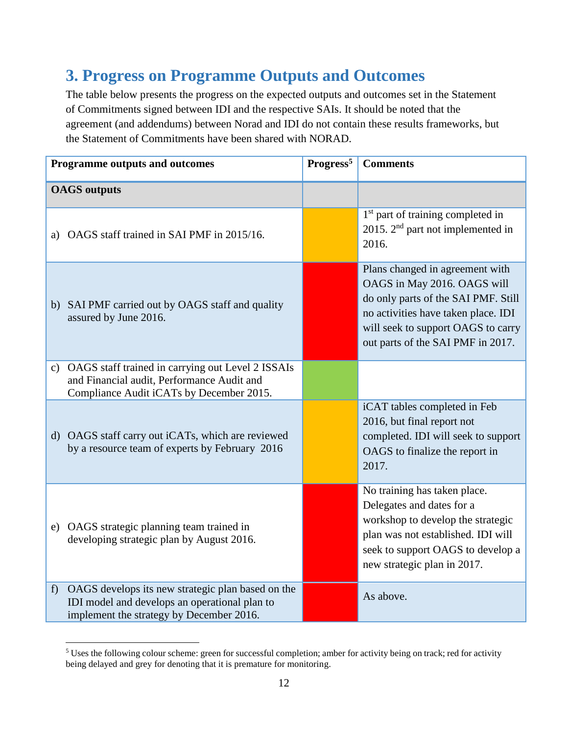## 3. Progress on Programme Outputs and Outcomes

The table below presents the progress on the expected outputs and outcomes set in the Statement of Commitments signed between IDI and the respective SAIs. It should be noted that the agreement (and addendums) between Norad and IDI do not contain these results frameworks, but the Statement of Commitments have been shared with NORAD.

| Programme outputs and outcomes | Progress[5] | Comments |
|---|---|---|
| **OAGS outputs** | | |
| a) OAGS staff trained in SAI PMF in 2015/16. | Amber | 1st part of training completed in 2015. 2nd part not implemented in 2016. |
| b) SAI PMF carried out by OAGS staff and quality assured by June 2016. | Red | Plans changed in agreement with OAGS in May 2016. OAGS will do only parts of the SAI PMF. Still no activities have taken place. IDI will seek to support OAGS to carry out parts of the SAI PMF in 2017. |
| c) OAGS staff trained in carrying out Level 2 ISSAIs and Financial audit, Performance Audit and Compliance Audit iCATs by December 2015. | Green | |
| d) OAGS staff carry out iCATs, which are reviewed by a resource team of experts by February 2016 | Amber | iCAT tables completed in Feb 2016, but final report not completed. IDI will seek to support OAGS to finalize the report in 2017. |
| e) OAGS strategic planning team trained in developing strategic plan by August 2016. | Red | No training has taken place. Delegates and dates for a workshop to develop the strategic plan was not established. IDI will seek to support OAGS to develop a new strategic plan in 2017. |
| f) OAGS develops its new strategic plan based on the IDI model and develops an operational plan to implement the strategy by December 2016. | Red | As above. |

[5] Uses the following colour scheme: green for successful completion; amber for activity being on track; red for activity being delayed and grey for denoting that it is premature for monitoring.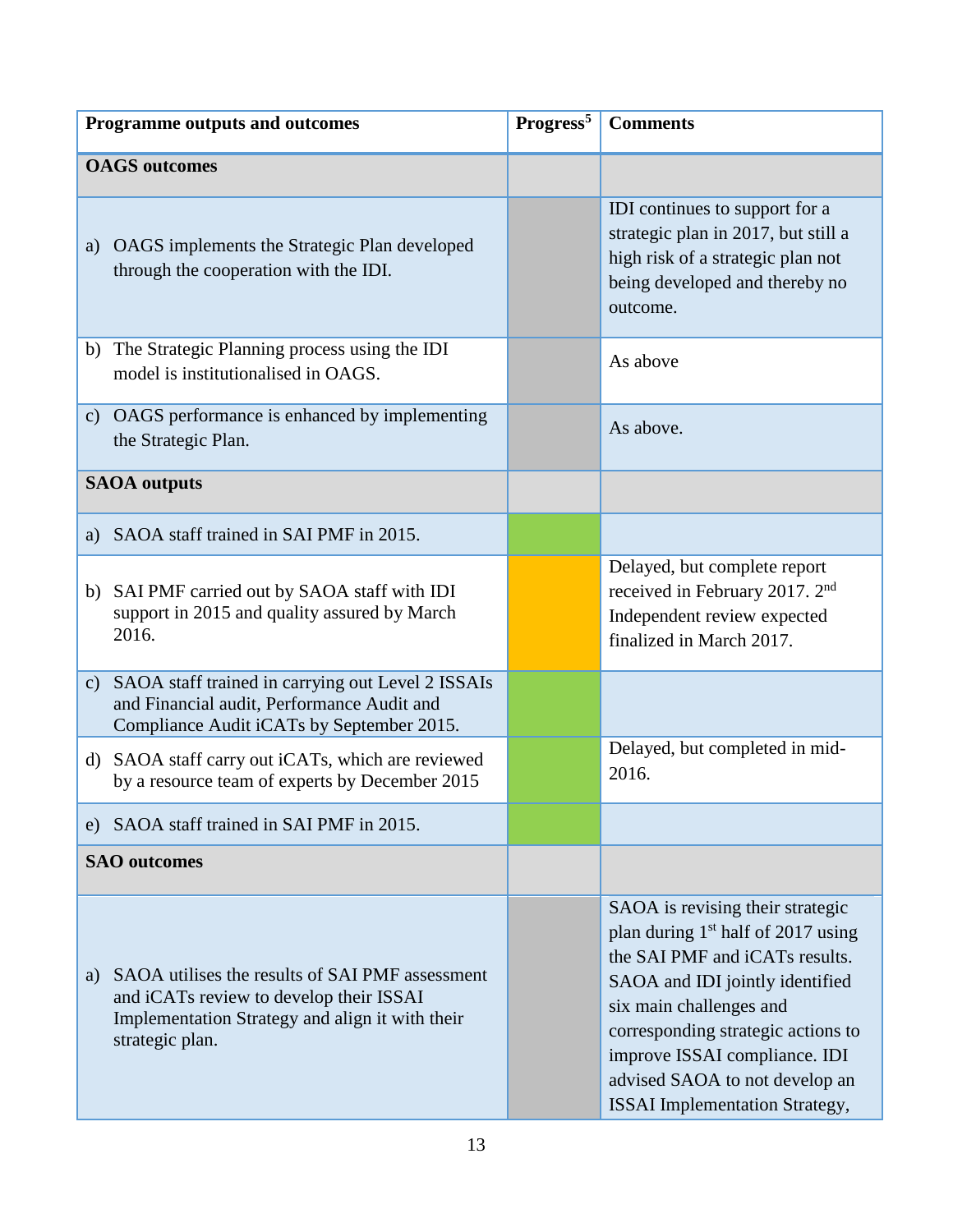| Programme outputs and outcomes | Progress[5] | Comments |
|---|---|---|
| **OAGS outcomes** | | |
| a) OAGS implements the Strategic Plan developed through the cooperation with the IDI. | | IDI continues to support for a strategic plan in 2017, but still a high risk of a strategic plan not being developed and thereby no outcome. |
| b) The Strategic Planning process using the IDI model is institutionalised in OAGS. | | As above |
| c) OAGS performance is enhanced by implementing the Strategic Plan. | | As above. |
| **SAOA outputs** | | |
| a) SAOA staff trained in SAI PMF in 2015. | | |
| b) SAI PMF carried out by SAOA staff with IDI support in 2015 and quality assured by March 2016. | | Delayed, but complete report received in February 2017. 2nd Independent review expected finalized in March 2017. |
| c) SAOA staff trained in carrying out Level 2 ISSAIs and Financial audit, Performance Audit and Compliance Audit iCATs by September 2015. | | |
| d) SAOA staff carry out iCATs, which are reviewed by a resource team of experts by December 2015 | | Delayed, but completed in mid-2016. |
| e) SAOA staff trained in SAI PMF in 2015. | | |
| **SAO outcomes** | | |
| a) SAOA utilises the results of SAI PMF assessment and iCATs review to develop their ISSAI Implementation Strategy and align it with their strategic plan. | | SAOA is revising their strategic plan during 1st half of 2017 using the SAI PMF and iCATs results. SAOA and IDI jointly identified six main challenges and corresponding strategic actions to improve ISSAI compliance. IDI advised SAOA to not develop an ISSAI Implementation Strategy, |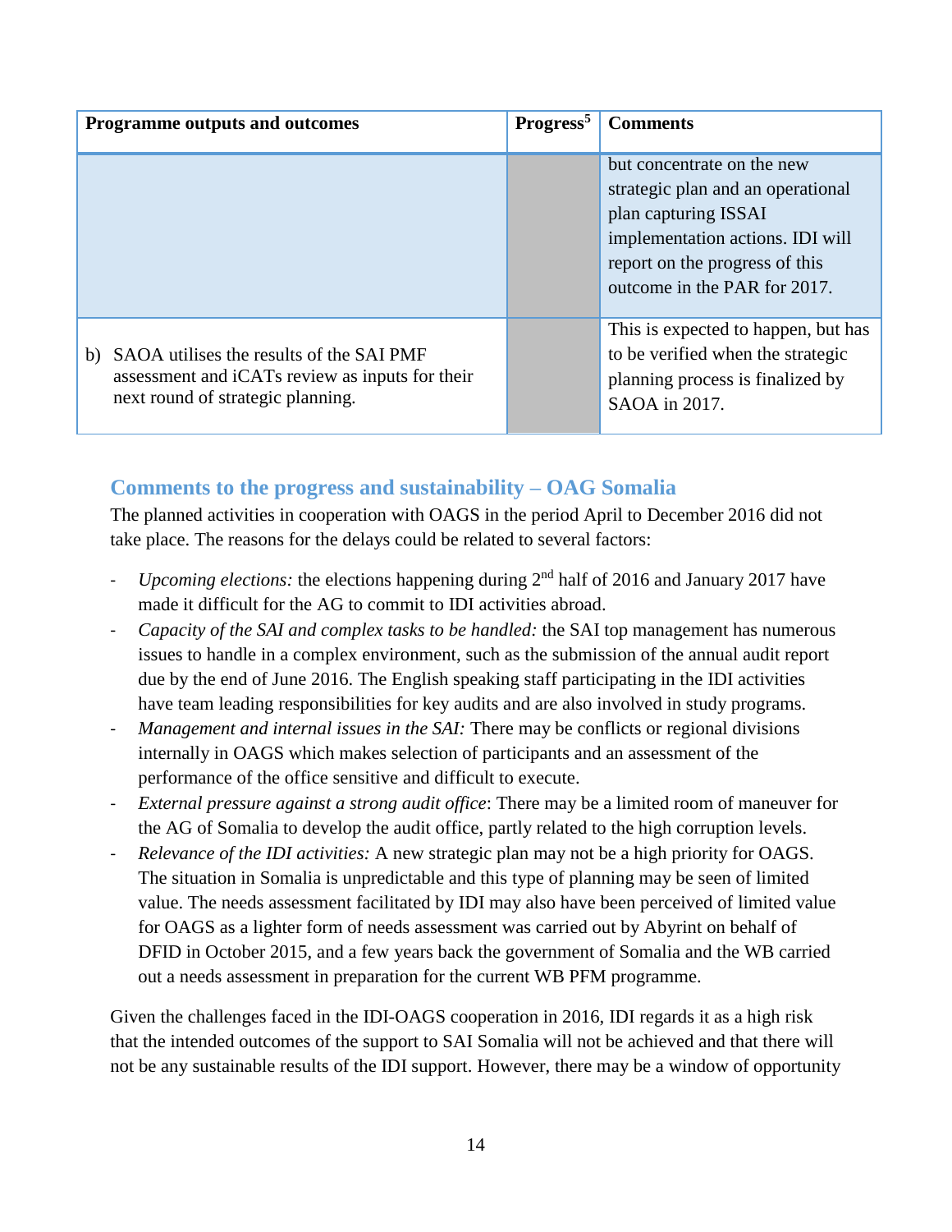| Programme outputs and outcomes | Progress[5] | Comments |
| --- | --- | --- |
| | | but concentrate on the new strategic plan and an operational plan capturing ISSAI implementation actions. IDI will report on the progress of this outcome in the PAR for 2017. |
| b) SAOA utilises the results of the SAI PMF assessment and iCATs review as inputs for their next round of strategic planning. | | This is expected to happen, but has to be verified when the strategic planning process is finalized by SAOA in 2017. |

## Comments to the progress and sustainability – OAG Somalia

The planned activities in cooperation with OAGS in the period April to December 2016 did not take place. The reasons for the delays could be related to several factors:

- *Upcoming elections:* the elections happening during 2nd half of 2016 and January 2017 have made it difficult for the AG to commit to IDI activities abroad.
- *Capacity of the SAI and complex tasks to be handled:* the SAI top management has numerous issues to handle in a complex environment, such as the submission of the annual audit report due by the end of June 2016. The English speaking staff participating in the IDI activities have team leading responsibilities for key audits and are also involved in study programs.
- *Management and internal issues in the SAI:* There may be conflicts or regional divisions internally in OAGS which makes selection of participants and an assessment of the performance of the office sensitive and difficult to execute.
- *External pressure against a strong audit office*: There may be a limited room of maneuver for the AG of Somalia to develop the audit office, partly related to the high corruption levels.
- *Relevance of the IDI activities:* A new strategic plan may not be a high priority for OAGS. The situation in Somalia is unpredictable and this type of planning may be seen of limited value. The needs assessment facilitated by IDI may also have been perceived of limited value for OAGS as a lighter form of needs assessment was carried out by Abyrint on behalf of DFID in October 2015, and a few years back the government of Somalia and the WB carried out a needs assessment in preparation for the current WB PFM programme.

Given the challenges faced in the IDI-OAGS cooperation in 2016, IDI regards it as a high risk that the intended outcomes of the support to SAI Somalia will not be achieved and that there will not be any sustainable results of the IDI support. However, there may be a window of opportunity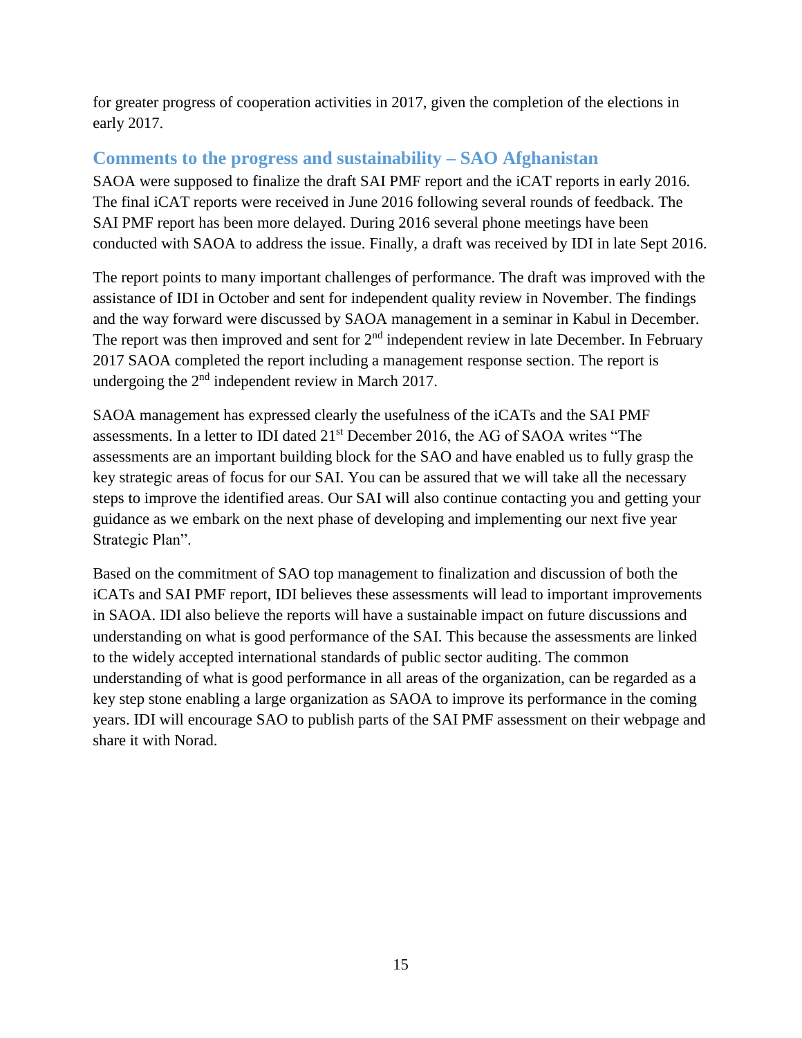for greater progress of cooperation activities in 2017, given the completion of the elections in early 2017.

## Comments to the progress and sustainability – SAO Afghanistan

SAOA were supposed to finalize the draft SAI PMF report and the iCAT reports in early 2016. The final iCAT reports were received in June 2016 following several rounds of feedback. The SAI PMF report has been more delayed. During 2016 several phone meetings have been conducted with SAOA to address the issue. Finally, a draft was received by IDI in late Sept 2016.

The report points to many important challenges of performance. The draft was improved with the assistance of IDI in October and sent for independent quality review in November. The findings and the way forward were discussed by SAOA management in a seminar in Kabul in December. The report was then improved and sent for 2nd independent review in late December. In February 2017 SAOA completed the report including a management response section. The report is undergoing the 2nd independent review in March 2017.

SAOA management has expressed clearly the usefulness of the iCATs and the SAI PMF assessments. In a letter to IDI dated 21st December 2016, the AG of SAOA writes "The assessments are an important building block for the SAO and have enabled us to fully grasp the key strategic areas of focus for our SAI. You can be assured that we will take all the necessary steps to improve the identified areas. Our SAI will also continue contacting you and getting your guidance as we embark on the next phase of developing and implementing our next five year Strategic Plan".

Based on the commitment of SAO top management to finalization and discussion of both the iCATs and SAI PMF report, IDI believes these assessments will lead to important improvements in SAOA. IDI also believe the reports will have a sustainable impact on future discussions and understanding on what is good performance of the SAI. This because the assessments are linked to the widely accepted international standards of public sector auditing. The common understanding of what is good performance in all areas of the organization, can be regarded as a key step stone enabling a large organization as SAOA to improve its performance in the coming years. IDI will encourage SAO to publish parts of the SAI PMF assessment on their webpage and share it with Norad.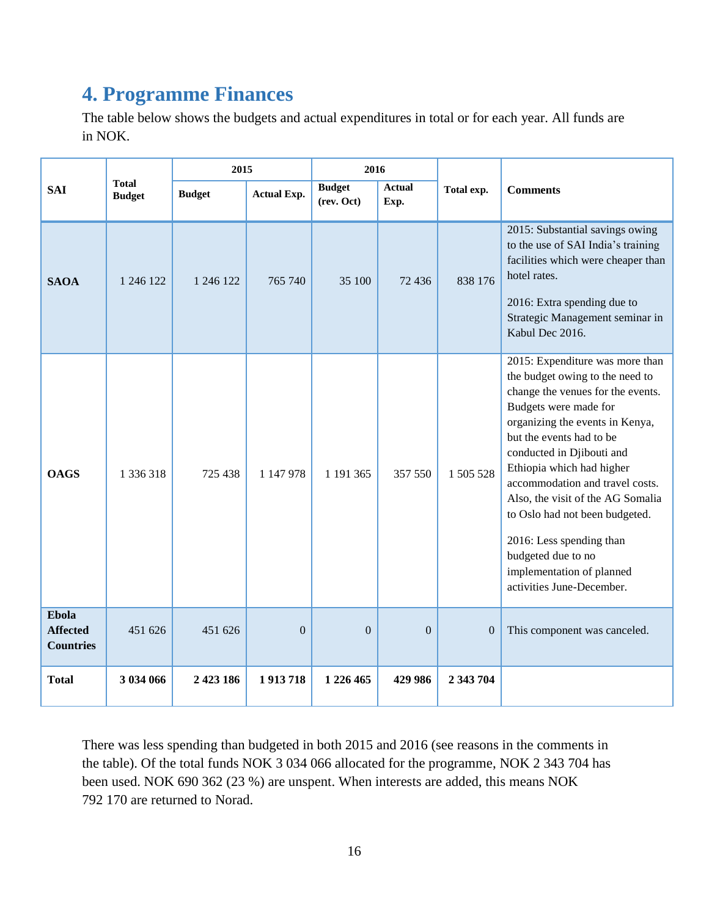## 4. Programme Finances

The table below shows the budgets and actual expenditures in total or for each year. All funds are in NOK.

| SAI | Total Budget | 2015 | | 2016 | | Total exp. | Comments |
|---|---|---|---|---|---|---|---|
| | | Budget | Actual Exp. | Budget (rev. Oct) | Actual Exp. | | |
| **SAOA** | 1 246 122 | 1 246 122 | 765 740 | 35 100 | 72 436 | 838 176 | 2015: Substantial savings owing to the use of SAI India's training facilities which were cheaper than hotel rates.<br><br>2016: Extra spending due to Strategic Management seminar in Kabul Dec 2016. |
| **OAGS** | 1 336 318 | 725 438 | 1 147 978 | 1 191 365 | 357 550 | 1 505 528 | 2015: Expenditure was more than the budget owing to the need to change the venues for the events. Budgets were made for organizing the events in Kenya, but the events had to be conducted in Djibouti and Ethiopia which had higher accommodation and travel costs. Also, the visit of the AG Somalia to Oslo had not been budgeted.<br><br>2016: Less spending than budgeted due to no implementation of planned activities June-December. |
| **Ebola Affected Countries** | 451 626 | 451 626 | 0 | 0 | 0 | 0 | This component was canceled. |
| **Total** | **3 034 066** | **2 423 186** | **1 913 718** | **1 226 465** | **429 986** | **2 343 704** | |

There was less spending than budgeted in both 2015 and 2016 (see reasons in the comments in the table). Of the total funds NOK 3 034 066 allocated for the programme, NOK 2 343 704 has been used. NOK 690 362 (23 %) are unspent. When interests are added, this means NOK 792 170 are returned to Norad.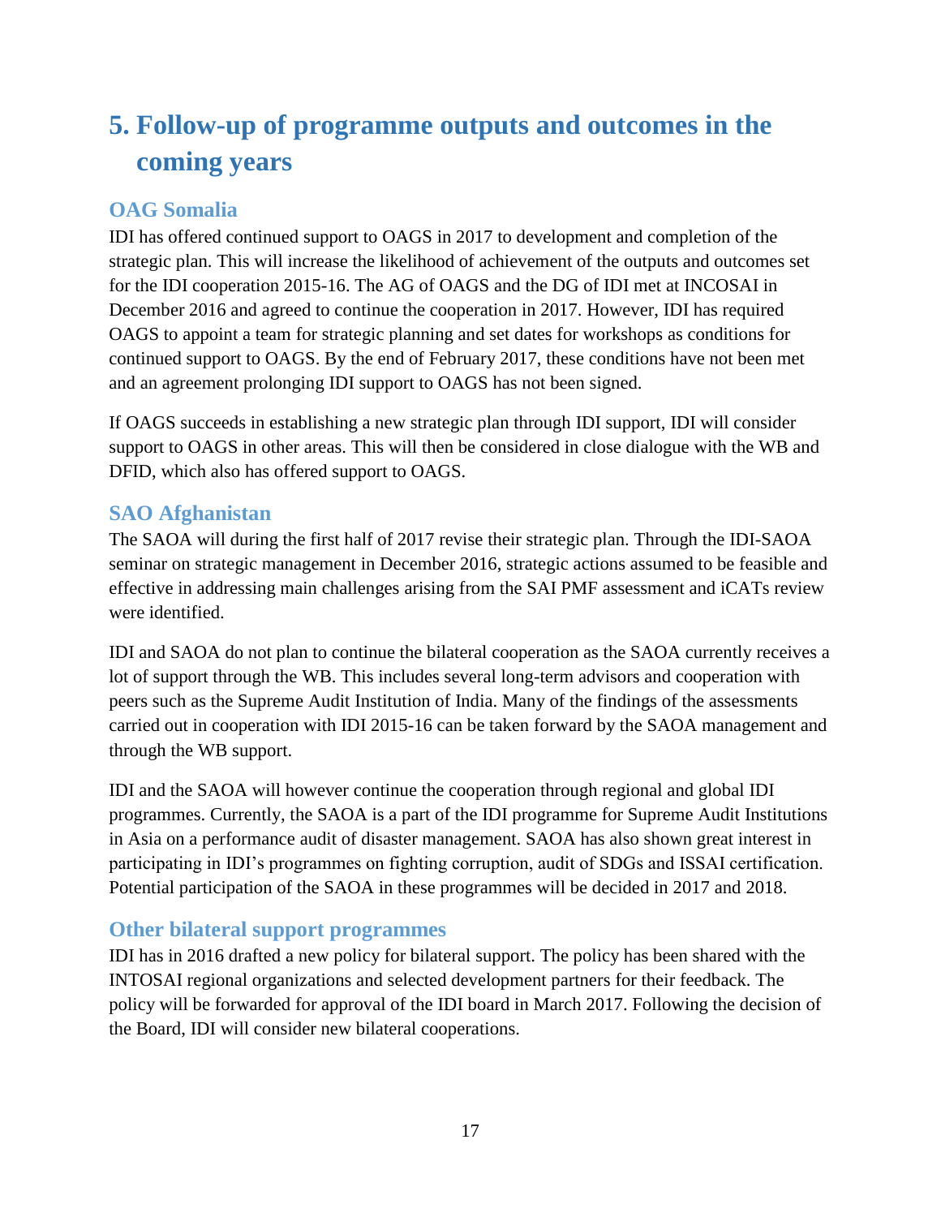# 5. Follow-up of programme outputs and outcomes in the coming years

## OAG Somalia

IDI has offered continued support to OAGS in 2017 to development and completion of the strategic plan. This will increase the likelihood of achievement of the outputs and outcomes set for the IDI cooperation 2015-16. The AG of OAGS and the DG of IDI met at INCOSAI in December 2016 and agreed to continue the cooperation in 2017. However, IDI has required OAGS to appoint a team for strategic planning and set dates for workshops as conditions for continued support to OAGS. By the end of February 2017, these conditions have not been met and an agreement prolonging IDI support to OAGS has not been signed.

If OAGS succeeds in establishing a new strategic plan through IDI support, IDI will consider support to OAGS in other areas. This will then be considered in close dialogue with the WB and DFID, which also has offered support to OAGS.

## SAO Afghanistan

The SAOA will during the first half of 2017 revise their strategic plan. Through the IDI-SAOA seminar on strategic management in December 2016, strategic actions assumed to be feasible and effective in addressing main challenges arising from the SAI PMF assessment and iCATs review were identified.

IDI and SAOA do not plan to continue the bilateral cooperation as the SAOA currently receives a lot of support through the WB. This includes several long-term advisors and cooperation with peers such as the Supreme Audit Institution of India. Many of the findings of the assessments carried out in cooperation with IDI 2015-16 can be taken forward by the SAOA management and through the WB support.

IDI and the SAOA will however continue the cooperation through regional and global IDI programmes. Currently, the SAOA is a part of the IDI programme for Supreme Audit Institutions in Asia on a performance audit of disaster management. SAOA has also shown great interest in participating in IDI's programmes on fighting corruption, audit of SDGs and ISSAI certification. Potential participation of the SAOA in these programmes will be decided in 2017 and 2018.

## Other bilateral support programmes

IDI has in 2016 drafted a new policy for bilateral support. The policy has been shared with the INTOSAI regional organizations and selected development partners for their feedback. The policy will be forwarded for approval of the IDI board in March 2017. Following the decision of the Board, IDI will consider new bilateral cooperations.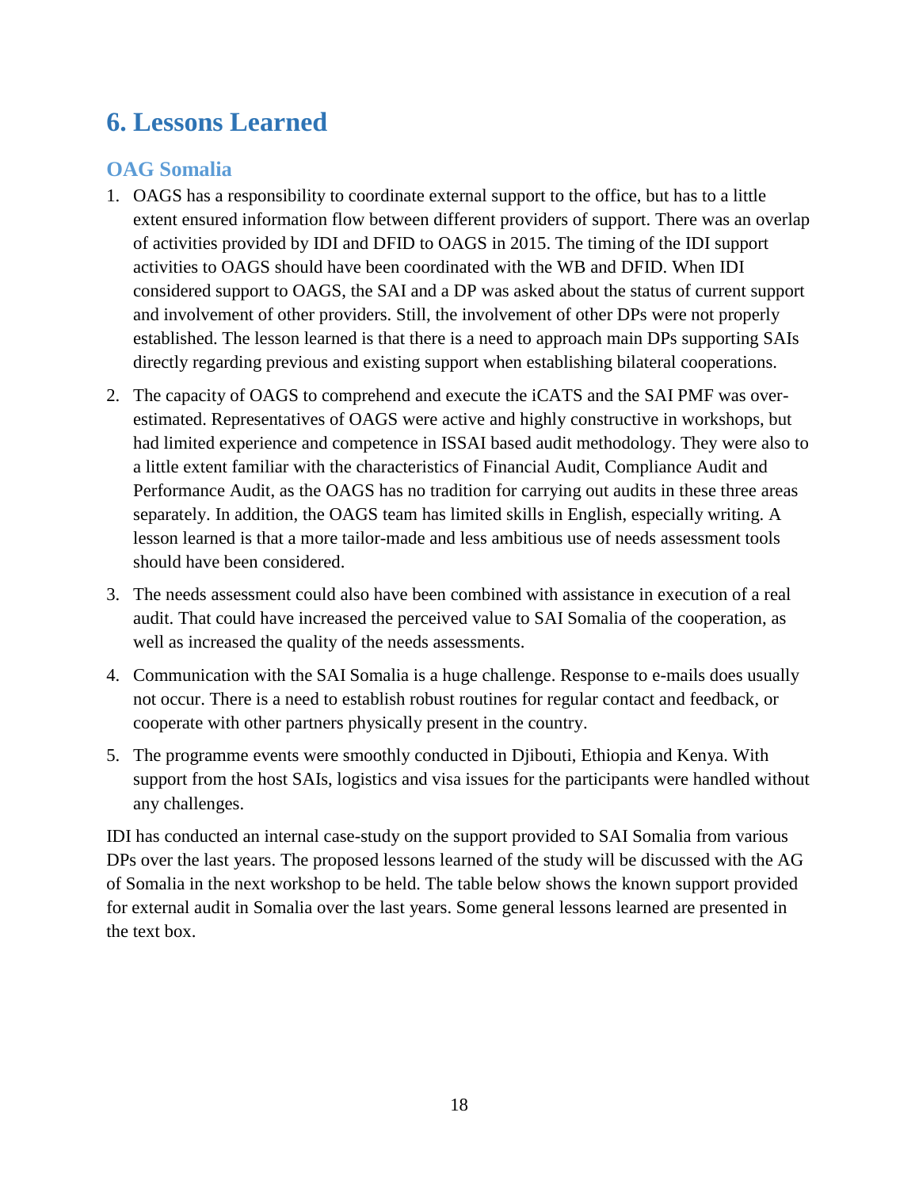# 6. Lessons Learned

## OAG Somalia

1. OAGS has a responsibility to coordinate external support to the office, but has to a little extent ensured information flow between different providers of support. There was an overlap of activities provided by IDI and DFID to OAGS in 2015. The timing of the IDI support activities to OAGS should have been coordinated with the WB and DFID. When IDI considered support to OAGS, the SAI and a DP was asked about the status of current support and involvement of other providers. Still, the involvement of other DPs were not properly established. The lesson learned is that there is a need to approach main DPs supporting SAIs directly regarding previous and existing support when establishing bilateral cooperations.

2. The capacity of OAGS to comprehend and execute the iCATS and the SAI PMF was over-estimated. Representatives of OAGS were active and highly constructive in workshops, but had limited experience and competence in ISSAI based audit methodology. They were also to a little extent familiar with the characteristics of Financial Audit, Compliance Audit and Performance Audit, as the OAGS has no tradition for carrying out audits in these three areas separately. In addition, the OAGS team has limited skills in English, especially writing. A lesson learned is that a more tailor-made and less ambitious use of needs assessment tools should have been considered.

3. The needs assessment could also have been combined with assistance in execution of a real audit. That could have increased the perceived value to SAI Somalia of the cooperation, as well as increased the quality of the needs assessments.

4. Communication with the SAI Somalia is a huge challenge. Response to e-mails does usually not occur. There is a need to establish robust routines for regular contact and feedback, or cooperate with other partners physically present in the country.

5. The programme events were smoothly conducted in Djibouti, Ethiopia and Kenya. With support from the host SAIs, logistics and visa issues for the participants were handled without any challenges.

IDI has conducted an internal case-study on the support provided to SAI Somalia from various DPs over the last years. The proposed lessons learned of the study will be discussed with the AG of Somalia in the next workshop to be held. The table below shows the known support provided for external audit in Somalia over the last years. Some general lessons learned are presented in the text box.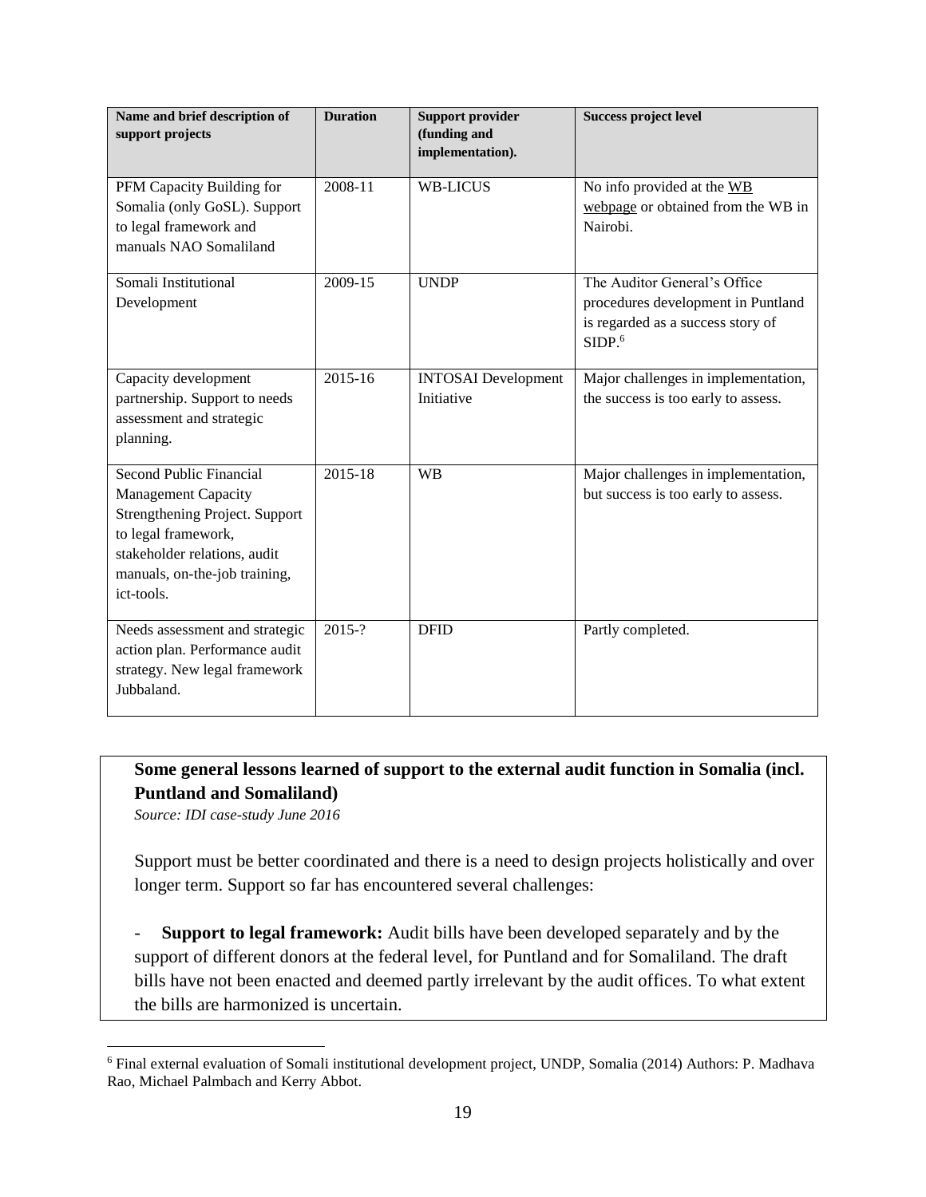| Name and brief description of support projects | Duration | Support provider (funding and implementation). | Success project level |
| --- | --- | --- | --- |
| PFM Capacity Building for Somalia (only GoSL). Support to legal framework and manuals NAO Somaliland | 2008-11 | WB-LICUS | No info provided at the WB webpage or obtained from the WB in Nairobi. |
| Somali Institutional Development | 2009-15 | UNDP | The Auditor General's Office procedures development in Puntland is regarded as a success story of SIDP.[6] |
| Capacity development partnership. Support to needs assessment and strategic planning. | 2015-16 | INTOSAI Development Initiative | Major challenges in implementation, the success is too early to assess. |
| Second Public Financial Management Capacity Strengthening Project. Support to legal framework, stakeholder relations, audit manuals, on-the-job training, ict-tools. | 2015-18 | WB | Major challenges in implementation, but success is too early to assess. |
| Needs assessment and strategic action plan. Performance audit strategy. New legal framework Jubbaland. | 2015-? | DFID | Partly completed. |

**Some general lessons learned of support to the external audit function in Somalia (incl. Puntland and Somaliland)**

*Source: IDI case-study June 2016*

Support must be better coordinated and there is a need to design projects holistically and over longer term. Support so far has encountered several challenges:

- **Support to legal framework:** Audit bills have been developed separately and by the support of different donors at the federal level, for Puntland and for Somaliland. The draft bills have not been enacted and deemed partly irrelevant by the audit offices. To what extent the bills are harmonized is uncertain.

[6] Final external evaluation of Somali institutional development project, UNDP, Somalia (2014) Authors: P. Madhava Rao, Michael Palmbach and Kerry Abbot.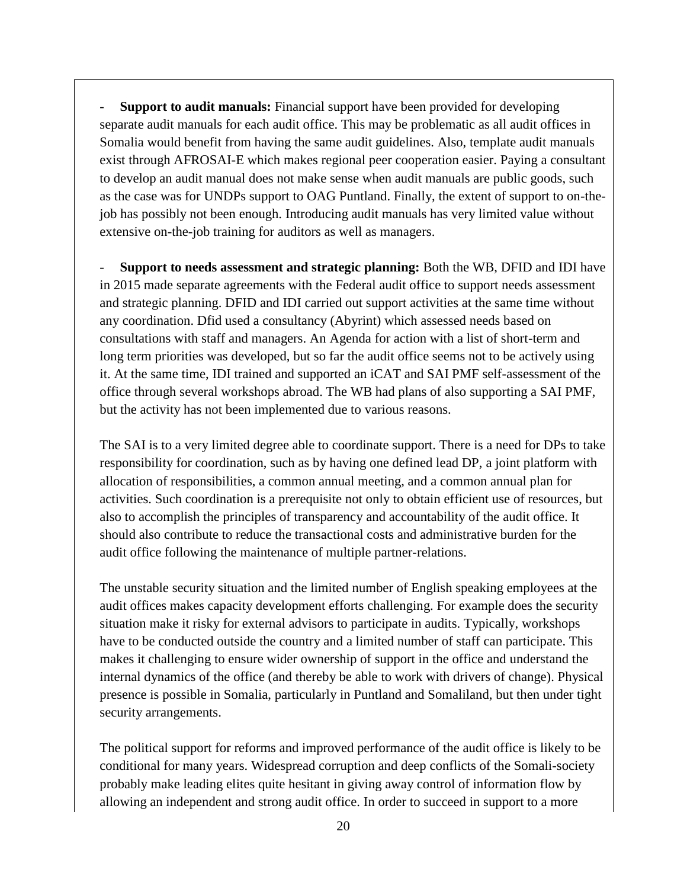- **Support to audit manuals:** Financial support have been provided for developing separate audit manuals for each audit office. This may be problematic as all audit offices in Somalia would benefit from having the same audit guidelines. Also, template audit manuals exist through AFROSAI-E which makes regional peer cooperation easier. Paying a consultant to develop an audit manual does not make sense when audit manuals are public goods, such as the case was for UNDPs support to OAG Puntland. Finally, the extent of support to on-the-job has possibly not been enough. Introducing audit manuals has very limited value without extensive on-the-job training for auditors as well as managers.

- **Support to needs assessment and strategic planning:** Both the WB, DFID and IDI have in 2015 made separate agreements with the Federal audit office to support needs assessment and strategic planning. DFID and IDI carried out support activities at the same time without any coordination. Dfid used a consultancy (Abyrint) which assessed needs based on consultations with staff and managers. An Agenda for action with a list of short-term and long term priorities was developed, but so far the audit office seems not to be actively using it. At the same time, IDI trained and supported an iCAT and SAI PMF self-assessment of the office through several workshops abroad. The WB had plans of also supporting a SAI PMF, but the activity has not been implemented due to various reasons.

The SAI is to a very limited degree able to coordinate support. There is a need for DPs to take responsibility for coordination, such as by having one defined lead DP, a joint platform with allocation of responsibilities, a common annual meeting, and a common annual plan for activities. Such coordination is a prerequisite not only to obtain efficient use of resources, but also to accomplish the principles of transparency and accountability of the audit office. It should also contribute to reduce the transactional costs and administrative burden for the audit office following the maintenance of multiple partner-relations.

The unstable security situation and the limited number of English speaking employees at the audit offices makes capacity development efforts challenging. For example does the security situation make it risky for external advisors to participate in audits. Typically, workshops have to be conducted outside the country and a limited number of staff can participate. This makes it challenging to ensure wider ownership of support in the office and understand the internal dynamics of the office (and thereby be able to work with drivers of change). Physical presence is possible in Somalia, particularly in Puntland and Somaliland, but then under tight security arrangements.

The political support for reforms and improved performance of the audit office is likely to be conditional for many years. Widespread corruption and deep conflicts of the Somali-society probably make leading elites quite hesitant in giving away control of information flow by allowing an independent and strong audit office. In order to succeed in support to a more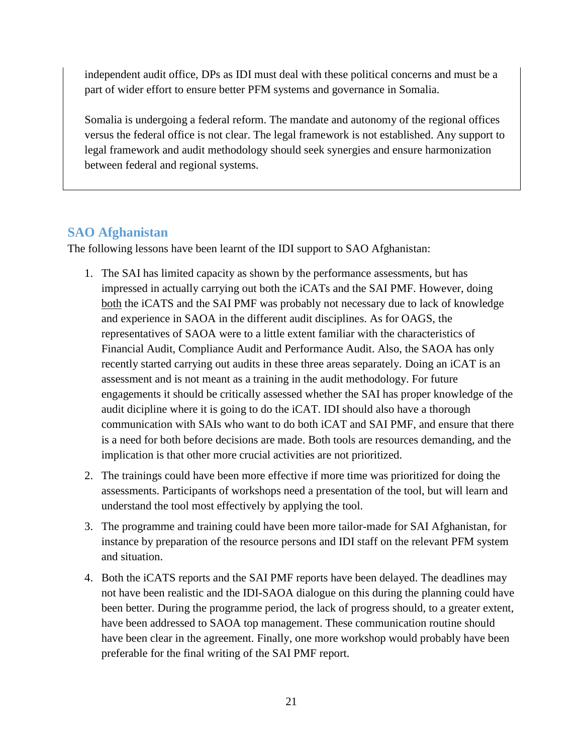independent audit office, DPs as IDI must deal with these political concerns and must be a part of wider effort to ensure better PFM systems and governance in Somalia.

Somalia is undergoing a federal reform. The mandate and autonomy of the regional offices versus the federal office is not clear. The legal framework is not established. Any support to legal framework and audit methodology should seek synergies and ensure harmonization between federal and regional systems.

## SAO Afghanistan

The following lessons have been learnt of the IDI support to SAO Afghanistan:

1. The SAI has limited capacity as shown by the performance assessments, but has impressed in actually carrying out both the iCATs and the SAI PMF. However, doing both the iCATS and the SAI PMF was probably not necessary due to lack of knowledge and experience in SAOA in the different audit disciplines. As for OAGS, the representatives of SAOA were to a little extent familiar with the characteristics of Financial Audit, Compliance Audit and Performance Audit. Also, the SAOA has only recently started carrying out audits in these three areas separately. Doing an iCAT is an assessment and is not meant as a training in the audit methodology. For future engagements it should be critically assessed whether the SAI has proper knowledge of the audit dicipline where it is going to do the iCAT. IDI should also have a thorough communication with SAIs who want to do both iCAT and SAI PMF, and ensure that there is a need for both before decisions are made. Both tools are resources demanding, and the implication is that other more crucial activities are not prioritized.
2. The trainings could have been more effective if more time was prioritized for doing the assessments. Participants of workshops need a presentation of the tool, but will learn and understand the tool most effectively by applying the tool.
3. The programme and training could have been more tailor-made for SAI Afghanistan, for instance by preparation of the resource persons and IDI staff on the relevant PFM system and situation.
4. Both the iCATS reports and the SAI PMF reports have been delayed. The deadlines may not have been realistic and the IDI-SAOA dialogue on this during the planning could have been better. During the programme period, the lack of progress should, to a greater extent, have been addressed to SAOA top management. These communication routine should have been clear in the agreement. Finally, one more workshop would probably have been preferable for the final writing of the SAI PMF report.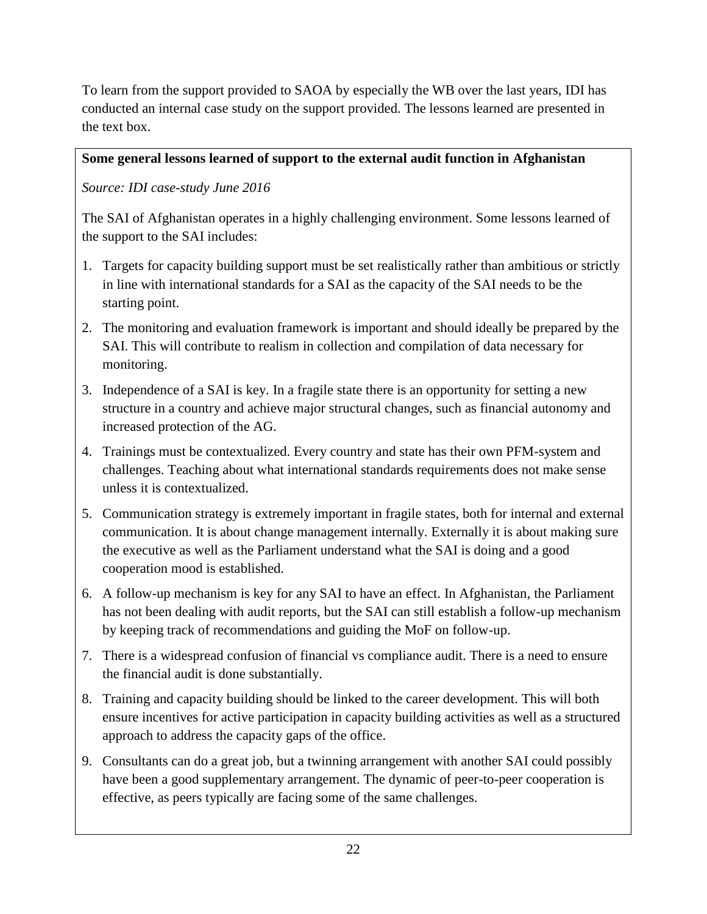To learn from the support provided to SAOA by especially the WB over the last years, IDI has conducted an internal case study on the support provided. The lessons learned are presented in the text box.

**Some general lessons learned of support to the external audit function in Afghanistan**

*Source: IDI case-study June 2016*

The SAI of Afghanistan operates in a highly challenging environment. Some lessons learned of the support to the SAI includes:

1. Targets for capacity building support must be set realistically rather than ambitious or strictly in line with international standards for a SAI as the capacity of the SAI needs to be the starting point.
2. The monitoring and evaluation framework is important and should ideally be prepared by the SAI. This will contribute to realism in collection and compilation of data necessary for monitoring.
3. Independence of a SAI is key. In a fragile state there is an opportunity for setting a new structure in a country and achieve major structural changes, such as financial autonomy and increased protection of the AG.
4. Trainings must be contextualized. Every country and state has their own PFM-system and challenges. Teaching about what international standards requirements does not make sense unless it is contextualized.
5. Communication strategy is extremely important in fragile states, both for internal and external communication. It is about change management internally. Externally it is about making sure the executive as well as the Parliament understand what the SAI is doing and a good cooperation mood is established.
6. A follow-up mechanism is key for any SAI to have an effect. In Afghanistan, the Parliament has not been dealing with audit reports, but the SAI can still establish a follow-up mechanism by keeping track of recommendations and guiding the MoF on follow-up.
7. There is a widespread confusion of financial vs compliance audit. There is a need to ensure the financial audit is done substantially.
8. Training and capacity building should be linked to the career development. This will both ensure incentives for active participation in capacity building activities as well as a structured approach to address the capacity gaps of the office.
9. Consultants can do a great job, but a twinning arrangement with another SAI could possibly have been a good supplementary arrangement. The dynamic of peer-to-peer cooperation is effective, as peers typically are facing some of the same challenges.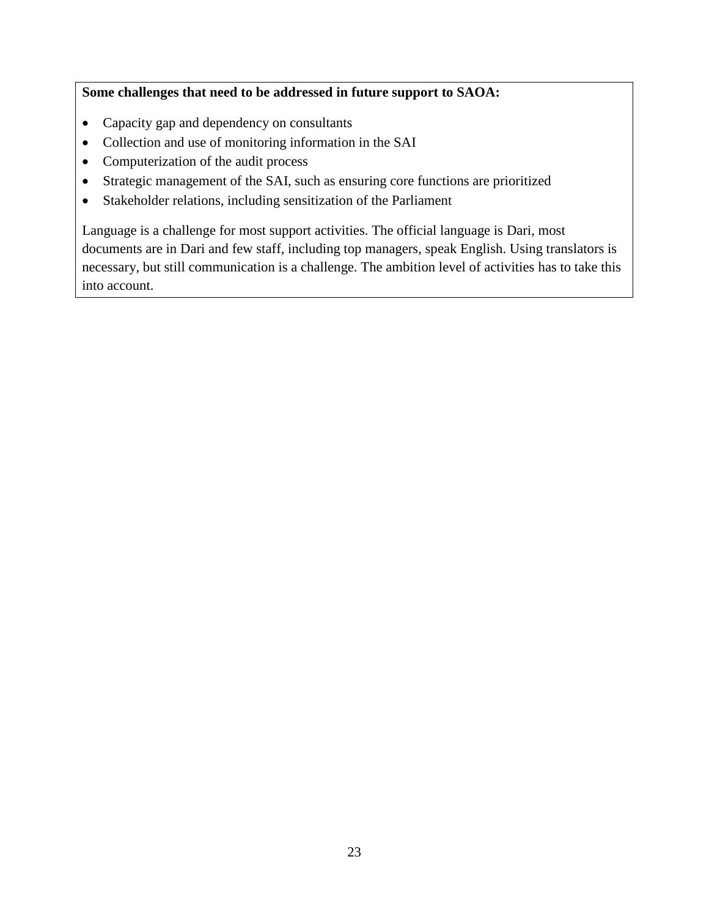**Some challenges that need to be addressed in future support to SAOA:**

- Capacity gap and dependency on consultants
- Collection and use of monitoring information in the SAI
- Computerization of the audit process
- Strategic management of the SAI, such as ensuring core functions are prioritized
- Stakeholder relations, including sensitization of the Parliament

Language is a challenge for most support activities. The official language is Dari, most documents are in Dari and few staff, including top managers, speak English. Using translators is necessary, but still communication is a challenge. The ambition level of activities has to take this into account.